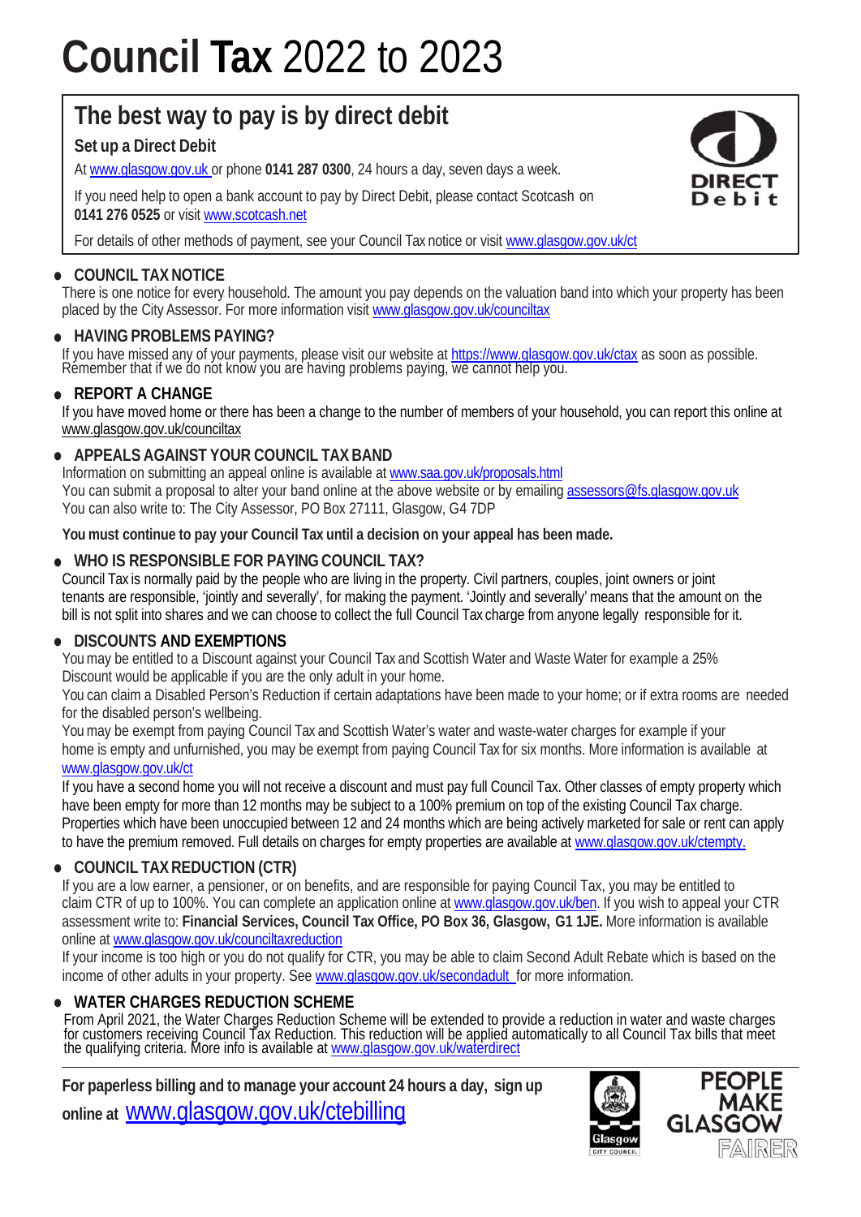# **Council Tax** 2022 to 2023

## The best way to pay is by direct debit

**Set up a Direct Debit**

At www.glasgow.gov.uk or phone **0141 287 0300**, 24 hours a day, seven days a week.

If you need help to open a bank account to pay by Direct Debit, please contact Scotcash on **0141 276 0525** or visit www.scotcash.net

For details of other methods of payment, see your Council Tax notice or visit www.glasgow.gov.uk/ct

DIRECT Debit

- **COUNCIL TAX NOTICE**

There is one notice for every household. The amount you pay depends on the valuation band into which your property has been placed by the City Assessor. For more information visit www.glasgow.gov.uk/counciltax

- **HAVING PROBLEMS PAYING?**

If you have missed any of your payments, please visit our website at https://www.glasgow.gov.uk/ctax as soon as possible. Remember that if we do not know you are having problems paying, we cannot help you.

- **REPORT A CHANGE**

If you have moved home or there has been a change to the number of members of your household, you can report this online at www.glasgow.gov.uk/counciltax

- **APPEALS AGAINST YOUR COUNCIL TAX BAND**

Information on submitting an appeal online is available at www.saa.gov.uk/proposals.html
You can submit a proposal to alter your band online at the above website or by emailing assessors@fs.glasgow.gov.uk
You can also write to: The City Assessor, PO Box 27111, Glasgow, G4 7DP

**You must continue to pay your Council Tax until a decision on your appeal has been made.**

- **WHO IS RESPONSIBLE FOR PAYING COUNCIL TAX?**

Council Tax is normally paid by the people who are living in the property. Civil partners, couples, joint owners or joint tenants are responsible, 'jointly and severally', for making the payment. 'Jointly and severally' means that the amount on the bill is not split into shares and we can choose to collect the full Council Tax charge from anyone legally responsible for it.

- **DISCOUNTS AND EXEMPTIONS**

You may be entitled to a Discount against your Council Tax and Scottish Water and Waste Water for example a 25% Discount would be applicable if you are the only adult in your home.
You can claim a Disabled Person's Reduction if certain adaptations have been made to your home; or if extra rooms are needed for the disabled person's wellbeing.
You may be exempt from paying Council Tax and Scottish Water's water and waste-water charges for example if your home is empty and unfurnished, you may be exempt from paying Council Tax for six months. More information is available at www.glasgow.gov.uk/ct
If you have a second home you will not receive a discount and must pay full Council Tax. Other classes of empty property which have been empty for more than 12 months may be subject to a 100% premium on top of the existing Council Tax charge. Properties which have been unoccupied between 12 and 24 months which are being actively marketed for sale or rent can apply to have the premium removed. Full details on charges for empty properties are available at www.glasgow.gov.uk/ctempty.

- **COUNCIL TAX REDUCTION (CTR)**

If you are a low earner, a pensioner, or on benefits, and are responsible for paying Council Tax, you may be entitled to claim CTR of up to 100%. You can complete an application online at www.glasgow.gov.uk/ben. If you wish to appeal your CTR assessment write to: **Financial Services, Council Tax Office, PO Box 36, Glasgow, G1 1JE.** More information is available online at www.glasgow.gov.uk/counciltaxreduction
If your income is too high or you do not qualify for CTR, you may be able to claim Second Adult Rebate which is based on the income of other adults in your property. See www.glasgow.gov.uk/secondadult for more information.

- **WATER CHARGES REDUCTION SCHEME**

From April 2021, the Water Charges Reduction Scheme will be extended to provide a reduction in water and waste charges for customers receiving Council Tax Reduction. This reduction will be applied automatically to all Council Tax bills that meet the qualifying criteria. More info is available at www.glasgow.gov.uk/waterdirect

**For paperless billing and to manage your account 24 hours a day, sign up online at** www.glasgow.gov.uk/ctebilling

Glasgow City Council

PEOPLE MAKE GLASGOW FAIRER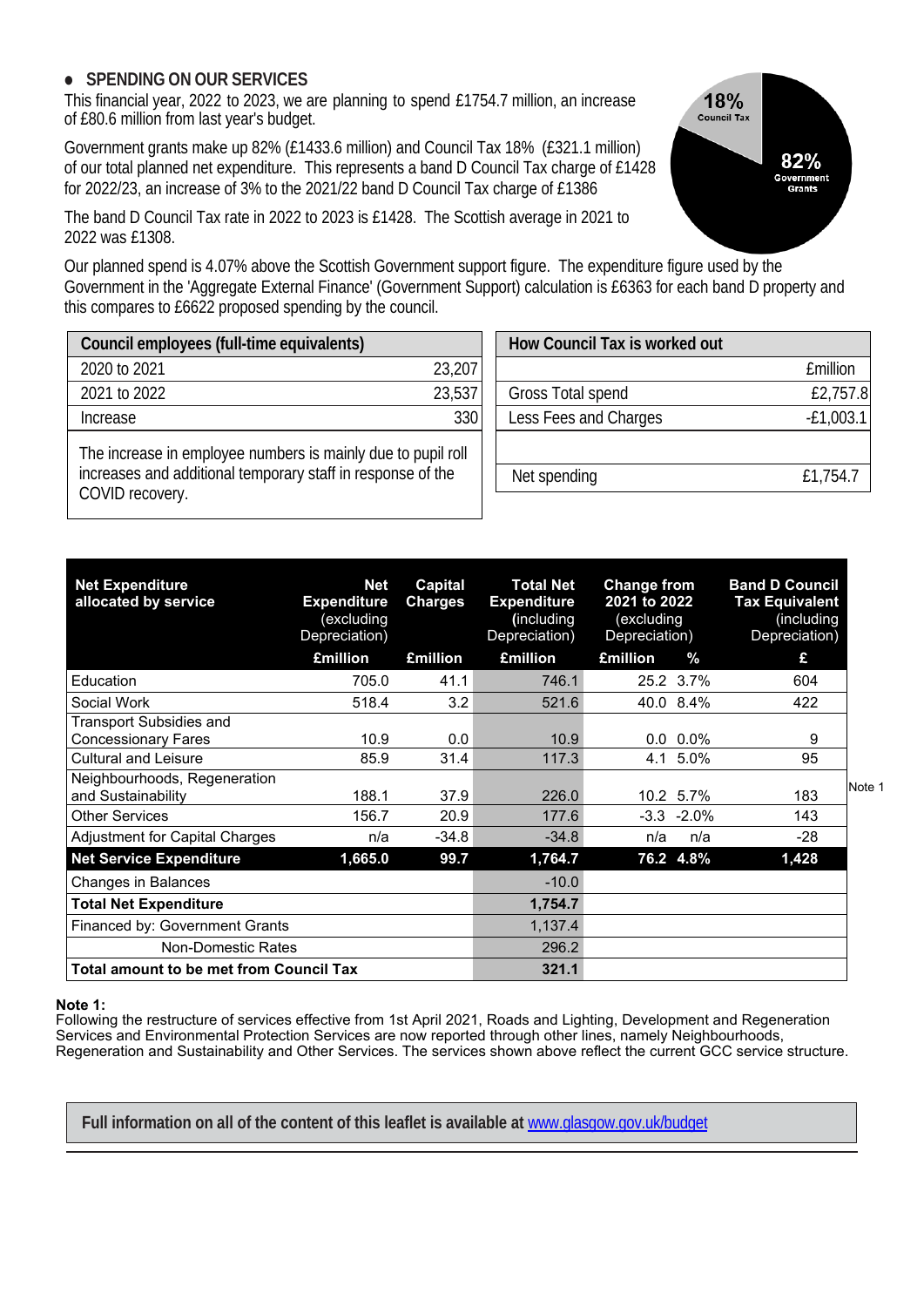## ● SPENDING ON OUR SERVICES

This financial year, 2022 to 2023, we are planning to spend £1754.7 million, an increase of £80.6 million from last year's budget.

Government grants make up 82% (£1433.6 million) and Council Tax 18% (£321.1 million) of our total planned net expenditure. This represents a band D Council Tax charge of £1428 for 2022/23, an increase of 3% to the 2021/22 band D Council Tax charge of £1386

The band D Council Tax rate in 2022 to 2023 is £1428. The Scottish average in 2021 to 2022 was £1308.

18%
Council Tax
82%
Government Grants

Our planned spend is 4.07% above the Scottish Government support figure. The expenditure figure used by the Government in the 'Aggregate External Finance' (Government Support) calculation is £6363 for each band D property and this compares to £6622 proposed spending by the council.

| Council employees (full-time equivalents) | |
|---|---|
| 2020 to 2021 | 23,207 |
| 2021 to 2022 | 23,537 |
| Increase | 330 |

The increase in employee numbers is mainly due to pupil roll increases and additional temporary staff in response of the COVID recovery.

| How Council Tax is worked out | |
|---|---|
| | £million |
| Gross Total spend | £2,757.8 |
| Less Fees and Charges | -£1,003.1 |
| Net spending | £1,754.7 |

| Net Expenditure allocated by service | Net Expenditure (excluding Depreciation) | Capital Charges | Total Net Expenditure (including Depreciation) | Change from 2021 to 2022 (excluding Depreciation) | | Band D Council Tax Equivalent (including Depreciation) |
|---|---|---|---|---|---|---|
| | £million | £million | £million | £million | % | £ |
| Education | 705.0 | 41.1 | 746.1 | 25.2 | 3.7% | 604 |
| Social Work | 518.4 | 3.2 | 521.6 | 40.0 | 8.4% | 422 |
| Transport Subsidies and Concessionary Fares | 10.9 | 0.0 | 10.9 | 0.0 | 0.0% | 9 |
| Cultural and Leisure | 85.9 | 31.4 | 117.3 | 4.1 | 5.0% | 95 |
| Neighbourhoods, Regeneration and Sustainability | 188.1 | 37.9 | 226.0 | 10.2 | 5.7% | 183 |
| Other Services | 156.7 | 20.9 | 177.6 | -3.3 | -2.0% | 143 |
| Adjustment for Capital Charges | n/a | -34.8 | -34.8 | n/a | n/a | -28 |
| **Net Service Expenditure** | **1,665.0** | **99.7** | **1,764.7** | **76.2** | **4.8%** | **1,428** |
| Changes in Balances | | | -10.0 | | | |
| **Total Net Expenditure** | | | **1,754.7** | | | |
| Financed by: Government Grants | | | 1,137.4 | | | |
| Non-Domestic Rates | | | 296.2 | | | |
| **Total amount to be met from Council Tax** | | | **321.1** | | | |

Note 1

**Note 1:**
Following the restructure of services effective from 1st April 2021, Roads and Lighting, Development and Regeneration Services and Environmental Protection Services are now reported through other lines, namely Neighbourhoods, Regeneration and Sustainability and Other Services. The services shown above reflect the current GCC service structure.

**Full information on all of the content of this leaflet is available at [www.glasgow.gov.uk/budget](www.glasgow.gov.uk/budget)**